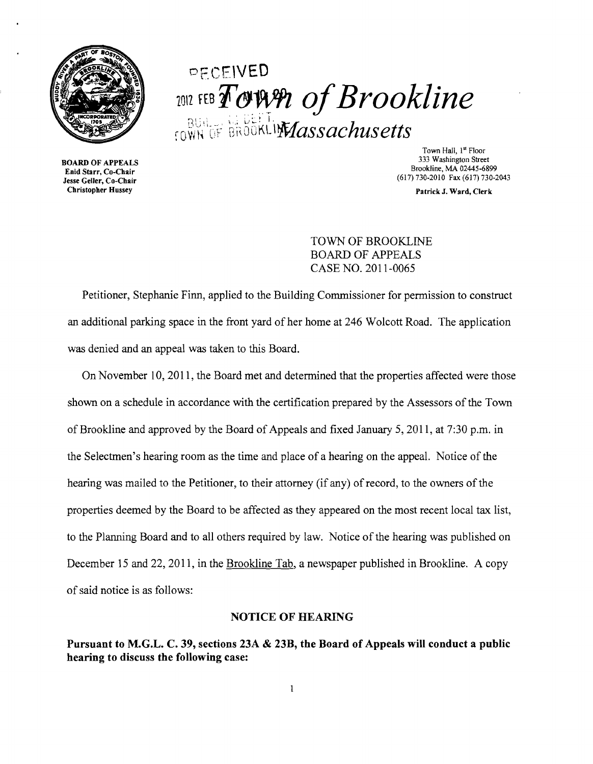RECEIVED

2012 FEB

# Town of Brookline

BUILDING DEPT.
TOWN OF BROOKLINE

## Massachusetts

**BOARD OF APPEALS**
**Enid Starr, Co-Chair**
**Jesse Geller, Co-Chair**
**Christopher Hussey**

Town Hall, 1st Floor
333 Washington Street
Brookline, MA 02445-6899
(617) 730-2010 Fax (617) 730-2043

**Patrick J. Ward, Clerk**

TOWN OF BROOKLINE
BOARD OF APPEALS
CASE NO. 2011-0065

Petitioner, Stephanie Finn, applied to the Building Commissioner for permission to construct an additional parking space in the front yard of her home at 246 Wolcott Road. The application was denied and an appeal was taken to this Board.

On November 10, 2011, the Board met and determined that the properties affected were those shown on a schedule in accordance with the certification prepared by the Assessors of the Town of Brookline and approved by the Board of Appeals and fixed January 5, 2011, at 7:30 p.m. in the Selectmen's hearing room as the time and place of a hearing on the appeal. Notice of the hearing was mailed to the Petitioner, to their attorney (if any) of record, to the owners of the properties deemed by the Board to be affected as they appeared on the most recent local tax list, to the Planning Board and to all others required by law. Notice of the hearing was published on December 15 and 22, 2011, in the Brookline Tab, a newspaper published in Brookline. A copy of said notice is as follows:

**NOTICE OF HEARING**

**Pursuant to M.G.L. C. 39, sections 23A & 23B, the Board of Appeals will conduct a public hearing to discuss the following case:**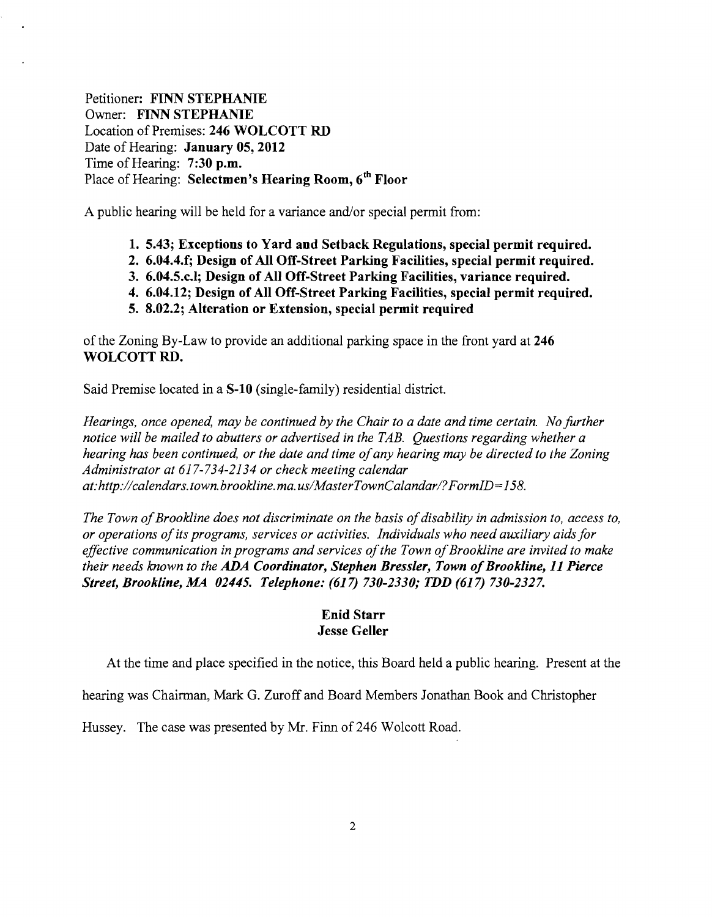Petitioner: **FINN STEPHANIE**
Owner: **FINN STEPHANIE**
Location of Premises: **246 WOLCOTT RD**
Date of Hearing: **January 05, 2012**
Time of Hearing: **7:30 p.m.**
Place of Hearing: **Selectmen's Hearing Room, 6th Floor**

A public hearing will be held for a variance and/or special permit from:

1. **5.43; Exceptions to Yard and Setback Regulations, special permit required.**
2. **6.04.4.f; Design of All Off-Street Parking Facilities, special permit required.**
3. **6.04.5.c.l; Design of All Off-Street Parking Facilities, variance required.**
4. **6.04.12; Design of All Off-Street Parking Facilities, special permit required.**
5. **8.02.2; Alteration or Extension, special permit required**

of the Zoning By-Law to provide an additional parking space in the front yard at **246 WOLCOTT RD.**

Said Premise located in a **S-10** (single-family) residential district.

*Hearings, once opened, may be continued by the Chair to a date and time certain. No further notice will be mailed to abutters or advertised in the TAB. Questions regarding whether a hearing has been continued, or the date and time of any hearing may be directed to the Zoning Administrator at 617-734-2134 or check meeting calendar at:http://calendars.town.brookline.ma.us/MasterTownCalandar/?FormID=158.*

*The Town of Brookline does not discriminate on the basis of disability in admission to, access to, or operations of its programs, services or activities. Individuals who need auxiliary aids for effective communication in programs and services of the Town of Brookline are invited to make their needs known to the **ADA Coordinator, Stephen Bressler, Town of Brookline, 11 Pierce Street, Brookline, MA 02445. Telephone: (617) 730-2330; TDD (617) 730-2327.***

**Enid Starr**
**Jesse Geller**

At the time and place specified in the notice, this Board held a public hearing. Present at the hearing was Chairman, Mark G. Zuroff and Board Members Jonathan Book and Christopher Hussey. The case was presented by Mr. Finn of 246 Wolcott Road.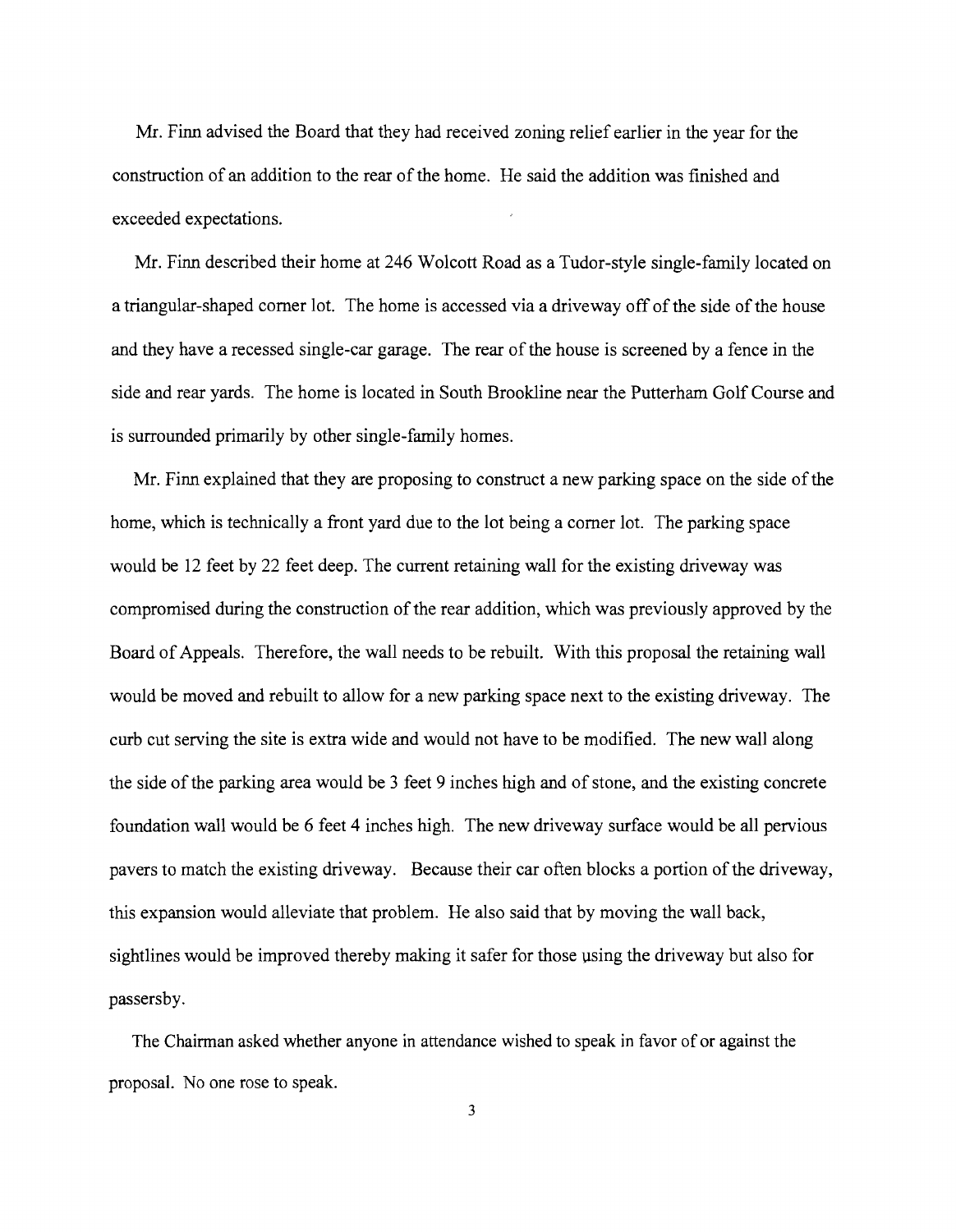Mr. Finn advised the Board that they had received zoning relief earlier in the year for the construction of an addition to the rear of the home. He said the addition was finished and exceeded expectations.

Mr. Finn described their home at 246 Wolcott Road as a Tudor-style single-family located on a triangular-shaped corner lot. The home is accessed via a driveway off of the side of the house and they have a recessed single-car garage. The rear of the house is screened by a fence in the side and rear yards. The home is located in South Brookline near the Putterham Golf Course and is surrounded primarily by other single-family homes.

Mr. Finn explained that they are proposing to construct a new parking space on the side of the home, which is technically a front yard due to the lot being a corner lot. The parking space would be 12 feet by 22 feet deep. The current retaining wall for the existing driveway was compromised during the construction of the rear addition, which was previously approved by the Board of Appeals. Therefore, the wall needs to be rebuilt. With this proposal the retaining wall would be moved and rebuilt to allow for a new parking space next to the existing driveway. The curb cut serving the site is extra wide and would not have to be modified. The new wall along the side of the parking area would be 3 feet 9 inches high and of stone, and the existing concrete foundation wall would be 6 feet 4 inches high. The new driveway surface would be all pervious pavers to match the existing driveway. Because their car often blocks a portion of the driveway, this expansion would alleviate that problem. He also said that by moving the wall back, sightlines would be improved thereby making it safer for those using the driveway but also for passersby.

The Chairman asked whether anyone in attendance wished to speak in favor of or against the proposal. No one rose to speak.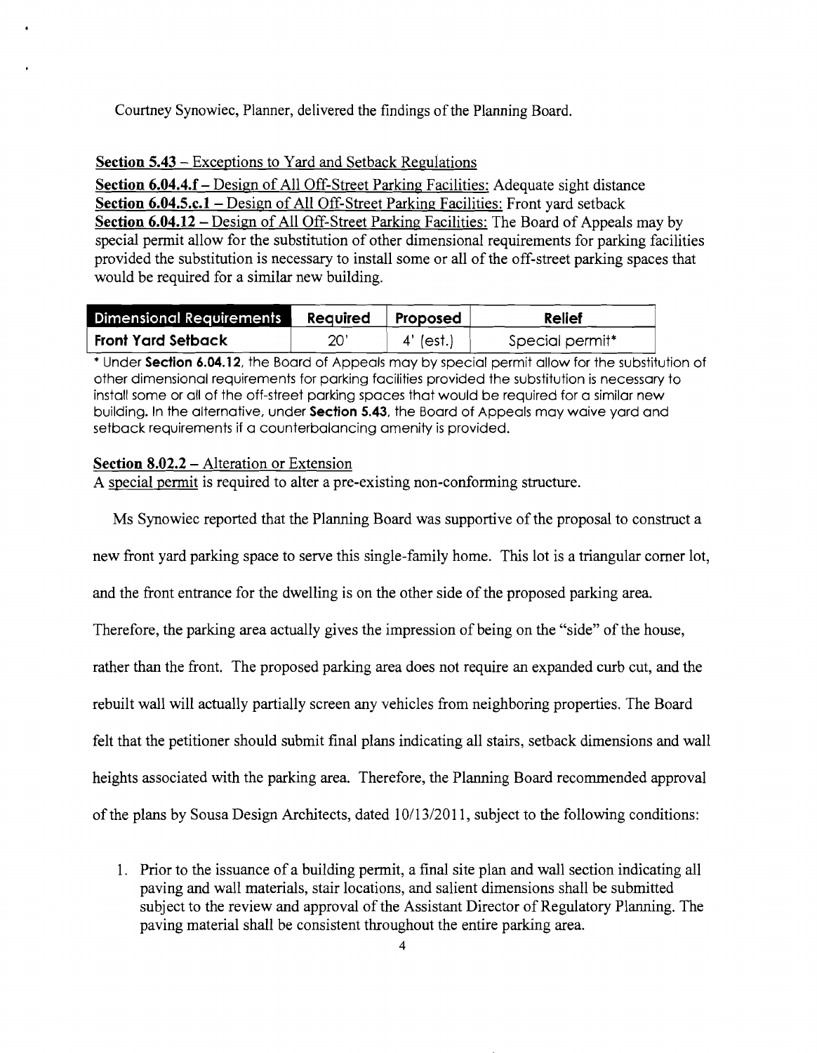Courtney Synowiec, Planner, delivered the findings of the Planning Board.

**Section 5.43** – Exceptions to Yard and Setback Regulations

**Section 6.04.4.f** – Design of All Off-Street Parking Facilities: Adequate sight distance
**Section 6.04.5.c.1** – Design of All Off-Street Parking Facilities: Front yard setback
**Section 6.04.12** – Design of All Off-Street Parking Facilities: The Board of Appeals may by special permit allow for the substitution of other dimensional requirements for parking facilities provided the substitution is necessary to install some or all of the off-street parking spaces that would be required for a similar new building.

| Dimensional Requirements | Required | Proposed | Relief |
|---|---|---|---|
| **Front Yard Setback** | 20' | 4' (est.) | Special permit* |

\* Under **Section 6.04.12**, the Board of Appeals may by special permit allow for the substitution of other dimensional requirements for parking facilities provided the substitution is necessary to install some or all of the off-street parking spaces that would be required for a similar new building. In the alternative, under **Section 5.43**, the Board of Appeals may waive yard and setback requirements if a counterbalancing amenity is provided.

**Section 8.02.2** – Alteration or Extension
A special permit is required to alter a pre-existing non-conforming structure.

Ms Synowiec reported that the Planning Board was supportive of the proposal to construct a new front yard parking space to serve this single-family home. This lot is a triangular corner lot, and the front entrance for the dwelling is on the other side of the proposed parking area. Therefore, the parking area actually gives the impression of being on the "side" of the house, rather than the front. The proposed parking area does not require an expanded curb cut, and the rebuilt wall will actually partially screen any vehicles from neighboring properties. The Board felt that the petitioner should submit final plans indicating all stairs, setback dimensions and wall heights associated with the parking area. Therefore, the Planning Board recommended approval of the plans by Sousa Design Architects, dated 10/13/2011, subject to the following conditions:

1. Prior to the issuance of a building permit, a final site plan and wall section indicating all paving and wall materials, stair locations, and salient dimensions shall be submitted subject to the review and approval of the Assistant Director of Regulatory Planning. The paving material shall be consistent throughout the entire parking area.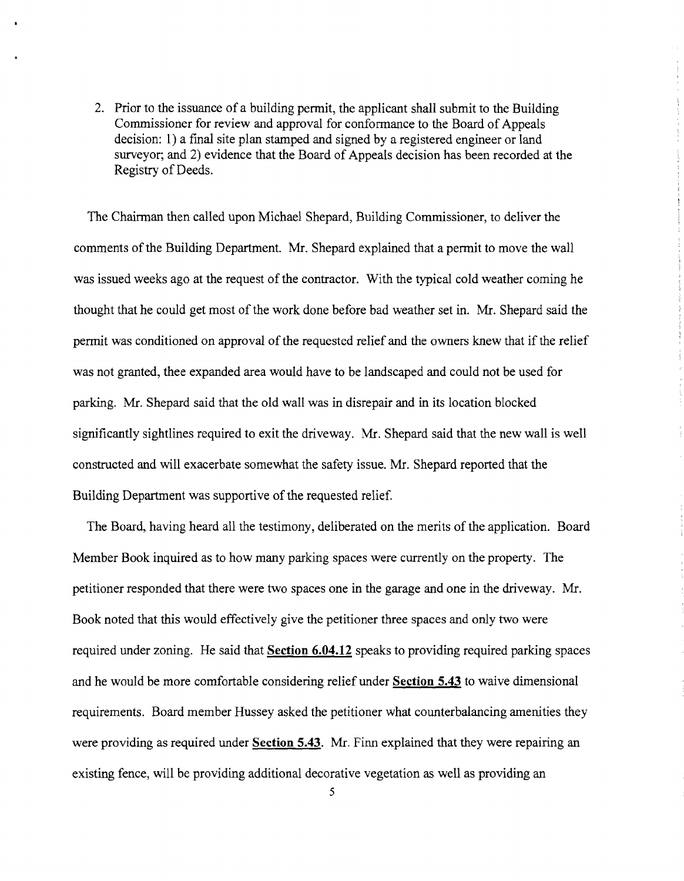2. Prior to the issuance of a building permit, the applicant shall submit to the Building Commissioner for review and approval for conformance to the Board of Appeals decision: 1) a final site plan stamped and signed by a registered engineer or land surveyor; and 2) evidence that the Board of Appeals decision has been recorded at the Registry of Deeds.

The Chairman then called upon Michael Shepard, Building Commissioner, to deliver the comments of the Building Department. Mr. Shepard explained that a permit to move the wall was issued weeks ago at the request of the contractor. With the typical cold weather coming he thought that he could get most of the work done before bad weather set in. Mr. Shepard said the permit was conditioned on approval of the requested relief and the owners knew that if the relief was not granted, thee expanded area would have to be landscaped and could not be used for parking. Mr. Shepard said that the old wall was in disrepair and in its location blocked significantly sightlines required to exit the driveway. Mr. Shepard said that the new wall is well constructed and will exacerbate somewhat the safety issue. Mr. Shepard reported that the Building Department was supportive of the requested relief.

The Board, having heard all the testimony, deliberated on the merits of the application. Board Member Book inquired as to how many parking spaces were currently on the property. The petitioner responded that there were two spaces one in the garage and one in the driveway. Mr. Book noted that this would effectively give the petitioner three spaces and only two were required under zoning. He said that **Section 6.04.12** speaks to providing required parking spaces and he would be more comfortable considering relief under **Section 5.43** to waive dimensional requirements. Board member Hussey asked the petitioner what counterbalancing amenities they were providing as required under **Section 5.43**. Mr. Finn explained that they were repairing an existing fence, will be providing additional decorative vegetation as well as providing an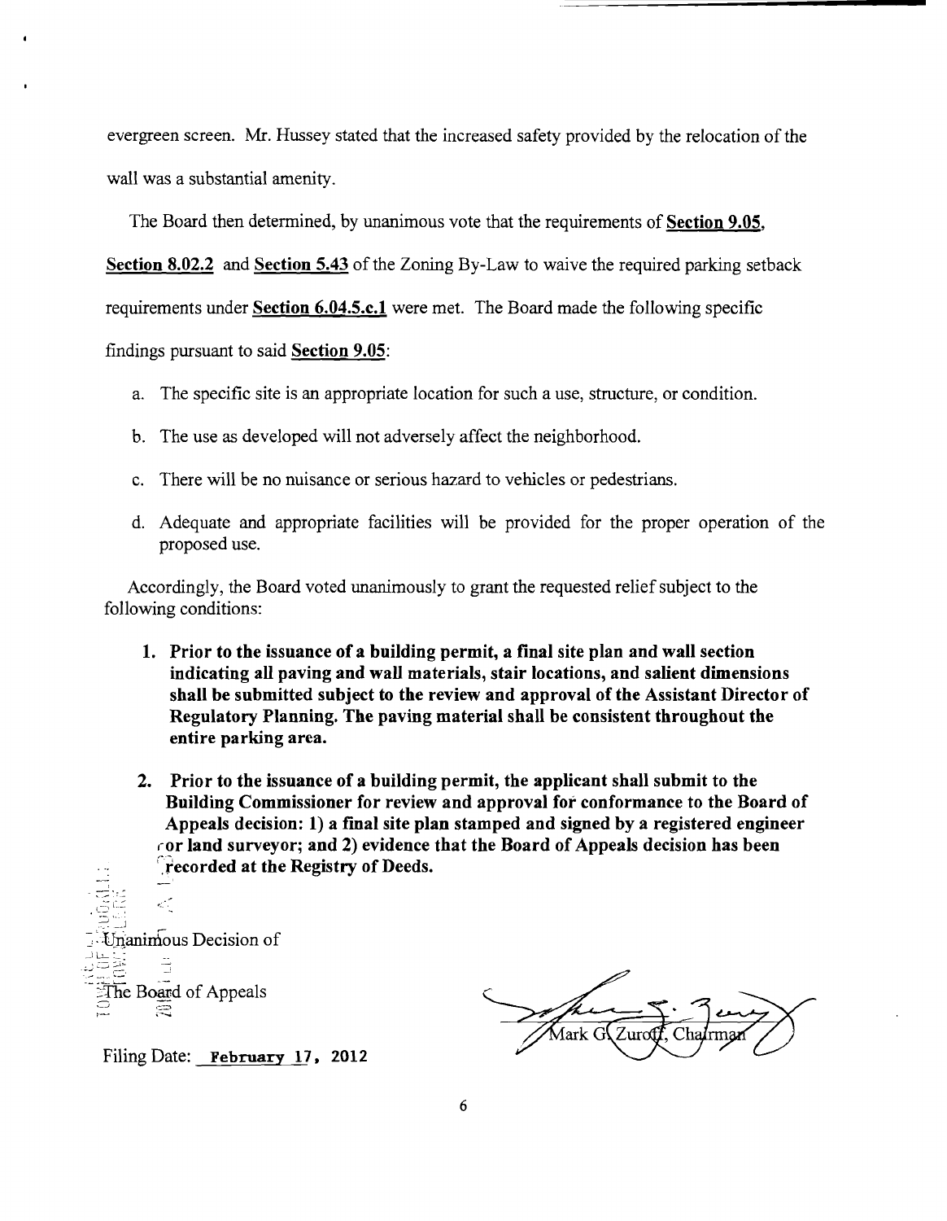evergreen screen. Mr. Hussey stated that the increased safety provided by the relocation of the wall was a substantial amenity.

The Board then determined, by unanimous vote that the requirements of **Section 9.05**, **Section 8.02.2** and **Section 5.43** of the Zoning By-Law to waive the required parking setback requirements under **Section 6.04.5.c.1** were met. The Board made the following specific findings pursuant to said **Section 9.05**:

a. The specific site is an appropriate location for such a use, structure, or condition.

b. The use as developed will not adversely affect the neighborhood.

c. There will be no nuisance or serious hazard to vehicles or pedestrians.

d. Adequate and appropriate facilities will be provided for the proper operation of the proposed use.

Accordingly, the Board voted unanimously to grant the requested relief subject to the following conditions:

1. **Prior to the issuance of a building permit, a final site plan and wall section indicating all paving and wall materials, stair locations, and salient dimensions shall be submitted subject to the review and approval of the Assistant Director of Regulatory Planning. The paving material shall be consistent throughout the entire parking area.**

2. **Prior to the issuance of a building permit, the applicant shall submit to the Building Commissioner for review and approval for conformance to the Board of Appeals decision: 1) a final site plan stamped and signed by a registered engineer or land surveyor; and 2) evidence that the Board of Appeals decision has been recorded at the Registry of Deeds.**

Unanimous Decision of

The Board of Appeals

Mark G. Zuroff, Chairman

Filing Date: February 17, 2012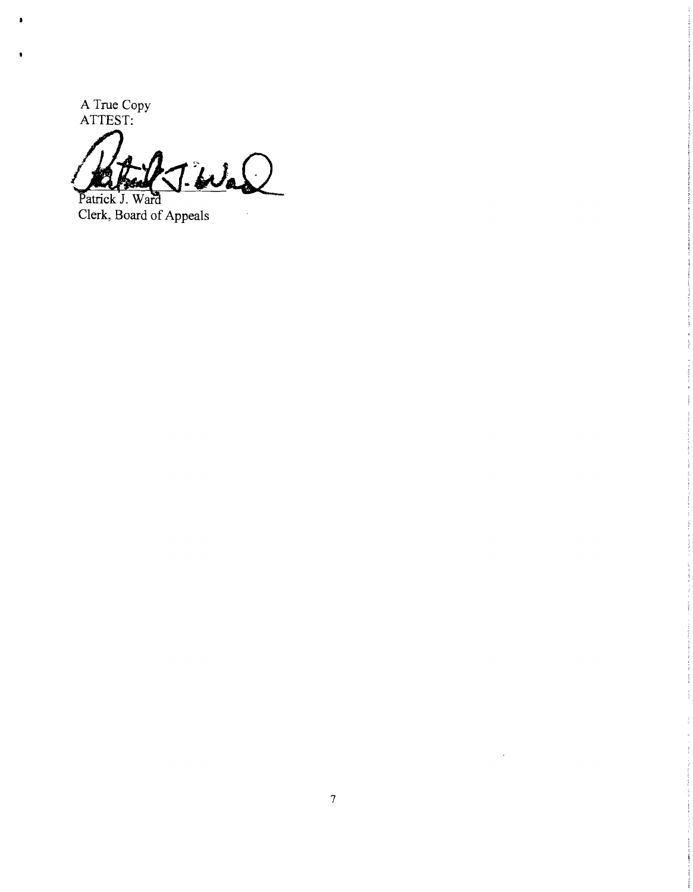A True Copy
ATTEST:

Patrick J. Ward
Clerk, Board of Appeals